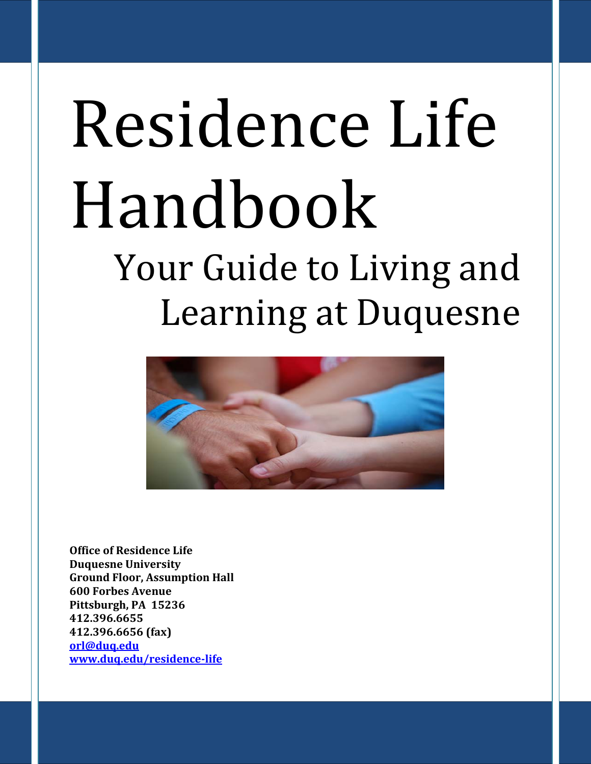# Residence Life Handbook

## Your Guide to Living and Learning at Duquesne

**Office of Residence Life**
**Duquesne University**
**Ground Floor, Assumption Hall**
**600 Forbes Avenue**
**Pittsburgh, PA 15236**
**412.396.6655**
**412.396.6656 (fax)**
**orl@duq.edu**
**www.duq.edu/residence-life**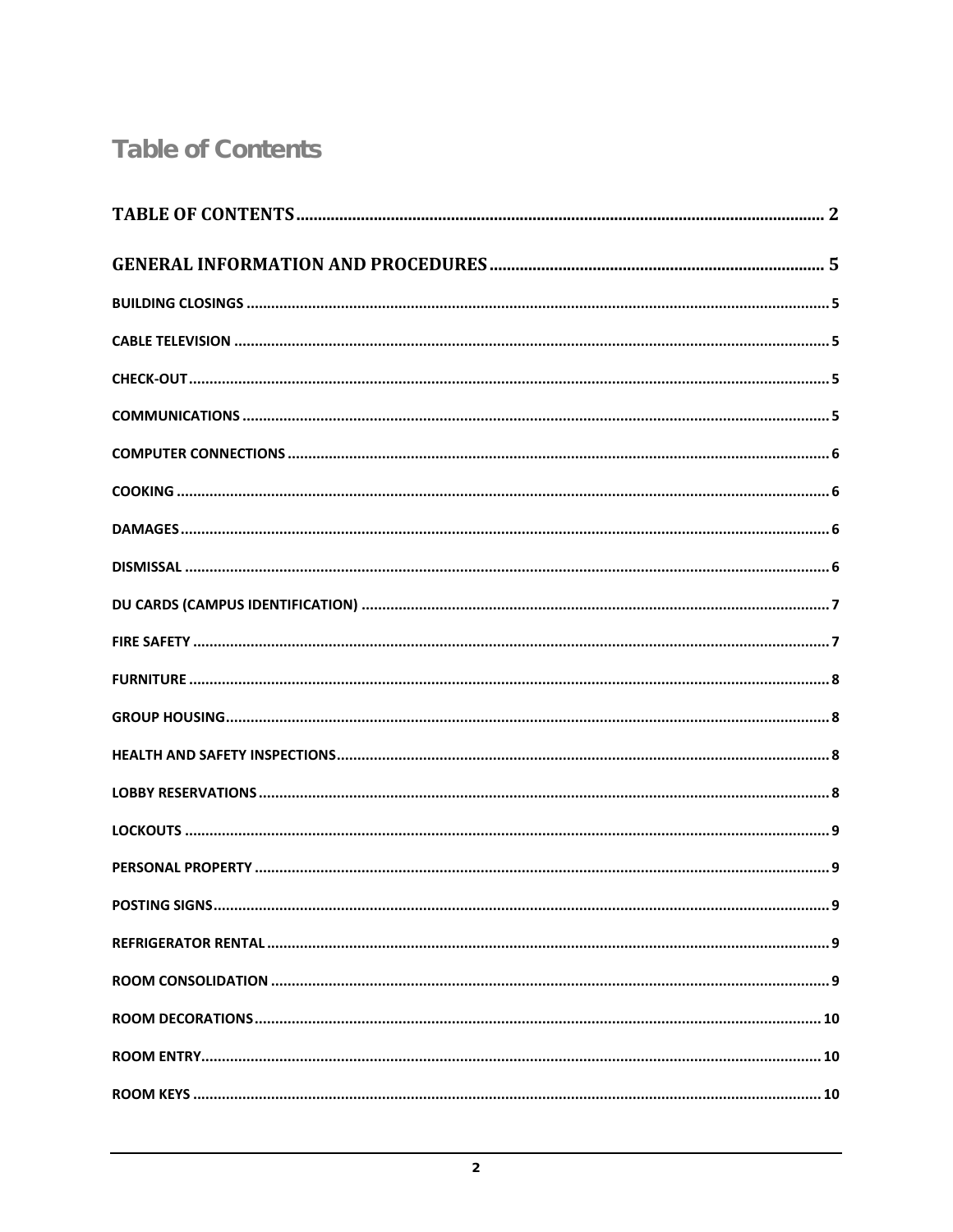# Table of Contents

**TABLE OF CONTENTS** ........................................................ 2

**GENERAL INFORMATION AND PROCEDURES** ........................................................ 5

- **BUILDING CLOSINGS** ........................................................ 5
- **CABLE TELEVISION** ........................................................ 5
- **CHECK-OUT** ........................................................ 5
- **COMMUNICATIONS** ........................................................ 5
- **COMPUTER CONNECTIONS** ........................................................ 6
- **COOKING** ........................................................ 6
- **DAMAGES** ........................................................ 6
- **DISMISSAL** ........................................................ 6
- **DU CARDS (CAMPUS IDENTIFICATION)** ........................................................ 7
- **FIRE SAFETY** ........................................................ 7
- **FURNITURE** ........................................................ 8
- **GROUP HOUSING** ........................................................ 8
- **HEALTH AND SAFETY INSPECTIONS** ........................................................ 8
- **LOBBY RESERVATIONS** ........................................................ 8
- **LOCKOUTS** ........................................................ 9
- **PERSONAL PROPERTY** ........................................................ 9
- **POSTING SIGNS** ........................................................ 9
- **REFRIGERATOR RENTAL** ........................................................ 9
- **ROOM CONSOLIDATION** ........................................................ 9
- **ROOM DECORATIONS** ........................................................ 10
- **ROOM ENTRY** ........................................................ 10
- **ROOM KEYS** ........................................................ 10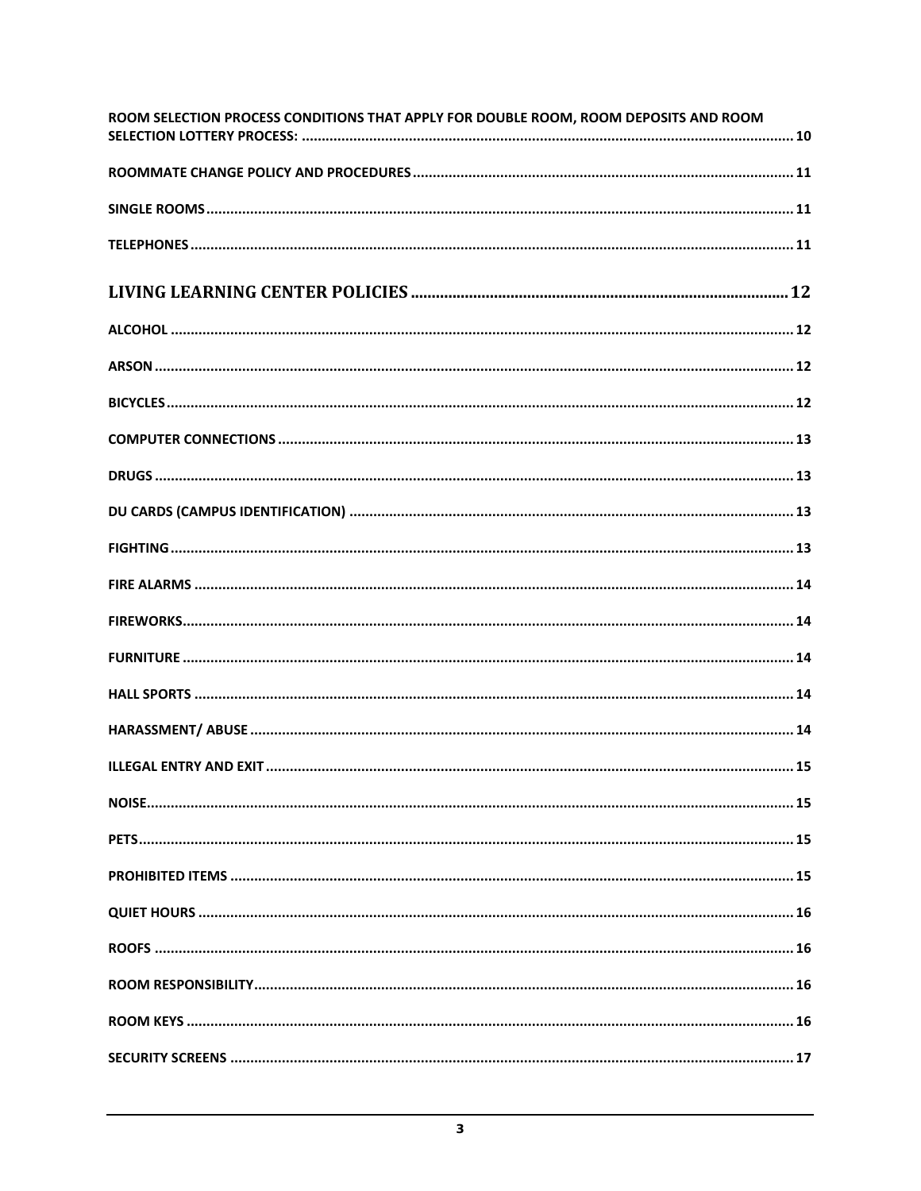ROOM SELECTION PROCESS CONDITIONS THAT APPLY FOR DOUBLE ROOM, ROOM DEPOSITS AND ROOM SELECTION LOTTERY PROCESS: .......... 10

ROOMMATE CHANGE POLICY AND PROCEDURES .......... 11

SINGLE ROOMS .......... 11

TELEPHONES .......... 11

LIVING LEARNING CENTER POLICIES .......... 12

ALCOHOL .......... 12

ARSON .......... 12

BICYCLES .......... 12

COMPUTER CONNECTIONS .......... 13

DRUGS .......... 13

DU CARDS (CAMPUS IDENTIFICATION) .......... 13

FIGHTING .......... 13

FIRE ALARMS .......... 14

FIREWORKS .......... 14

FURNITURE .......... 14

HALL SPORTS .......... 14

HARASSMENT/ ABUSE .......... 14

ILLEGAL ENTRY AND EXIT .......... 15

NOISE .......... 15

PETS .......... 15

PROHIBITED ITEMS .......... 15

QUIET HOURS .......... 16

ROOFS .......... 16

ROOM RESPONSIBILITY .......... 16

ROOM KEYS .......... 16

SECURITY SCREENS .......... 17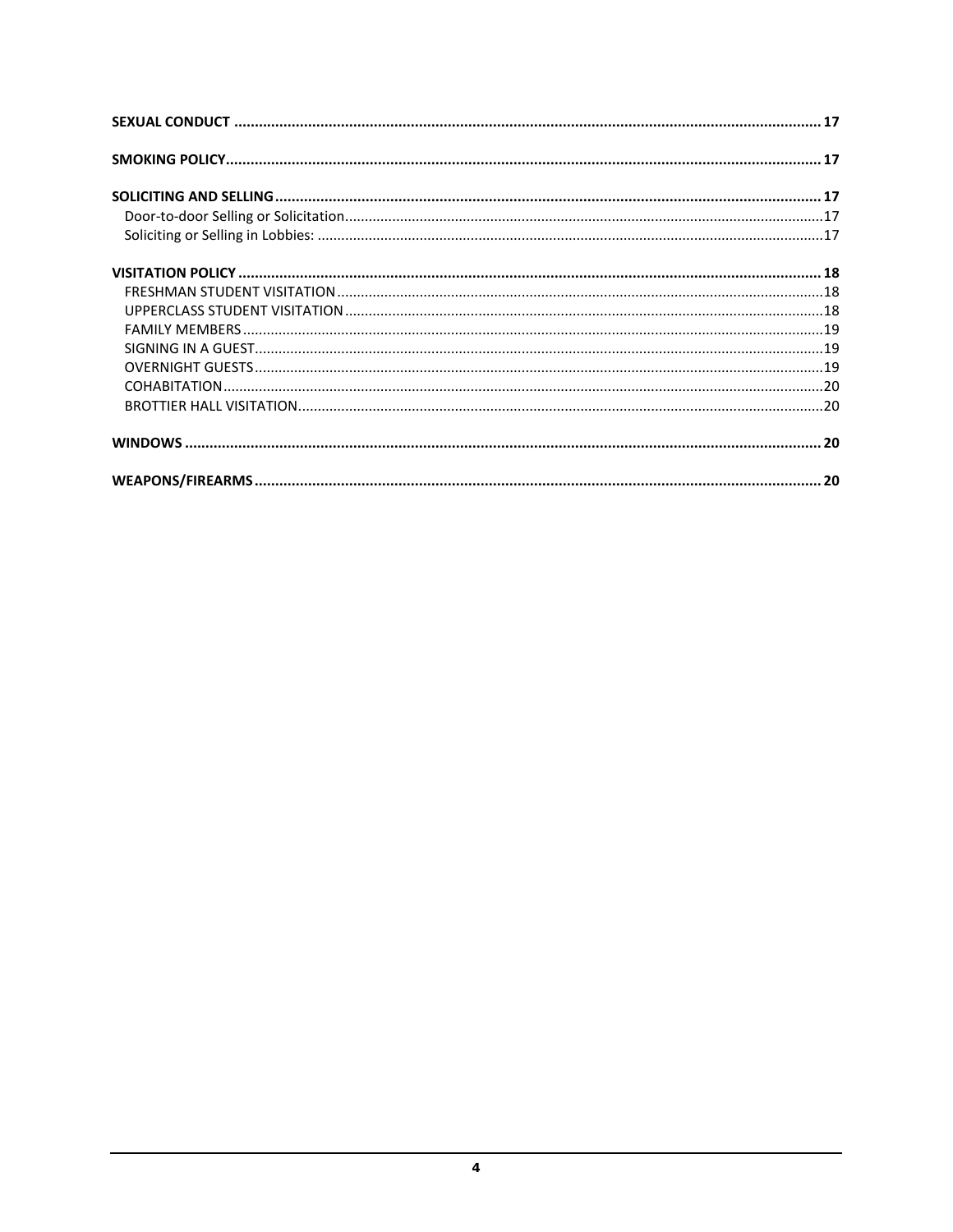**SEXUAL CONDUCT** ..... 17

**SMOKING POLICY** ..... 17

**SOLICITING AND SELLING** ..... 17

- Door-to-door Selling or Solicitation ..... 17
- Soliciting or Selling in Lobbies: ..... 17

**VISITATION POLICY** ..... 18

- FRESHMAN STUDENT VISITATION ..... 18
- UPPERCLASS STUDENT VISITATION ..... 18
- FAMILY MEMBERS ..... 19
- SIGNING IN A GUEST ..... 19
- OVERNIGHT GUESTS ..... 19
- COHABITATION ..... 20
- BROTTIER HALL VISITATION ..... 20

**WINDOWS** ..... 20

**WEAPONS/FIREARMS** ..... 20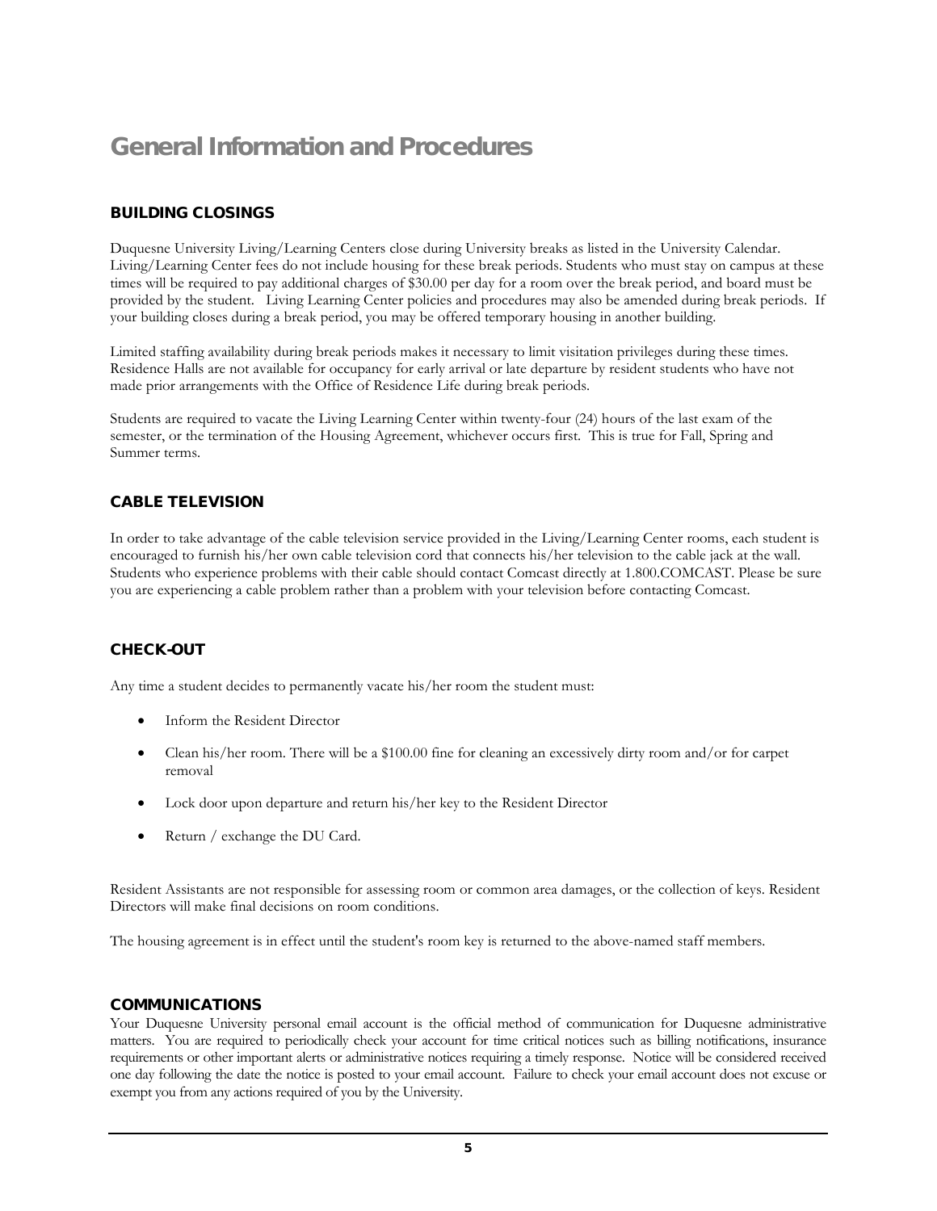# General Information and Procedures

## BUILDING CLOSINGS

Duquesne University Living/Learning Centers close during University breaks as listed in the University Calendar. Living/Learning Center fees do not include housing for these break periods. Students who must stay on campus at these times will be required to pay additional charges of $30.00 per day for a room over the break period, and board must be provided by the student. Living Learning Center policies and procedures may also be amended during break periods. If your building closes during a break period, you may be offered temporary housing in another building.

Limited staffing availability during break periods makes it necessary to limit visitation privileges during these times. Residence Halls are not available for occupancy for early arrival or late departure by resident students who have not made prior arrangements with the Office of Residence Life during break periods.

Students are required to vacate the Living Learning Center within twenty-four (24) hours of the last exam of the semester, or the termination of the Housing Agreement, whichever occurs first. This is true for Fall, Spring and Summer terms.

## CABLE TELEVISION

In order to take advantage of the cable television service provided in the Living/Learning Center rooms, each student is encouraged to furnish his/her own cable television cord that connects his/her television to the cable jack at the wall. Students who experience problems with their cable should contact Comcast directly at 1.800.COMCAST. Please be sure you are experiencing a cable problem rather than a problem with your television before contacting Comcast.

## CHECK-OUT

Any time a student decides to permanently vacate his/her room the student must:

- Inform the Resident Director
- Clean his/her room. There will be a $100.00 fine for cleaning an excessively dirty room and/or for carpet removal
- Lock door upon departure and return his/her key to the Resident Director
- Return / exchange the DU Card.

Resident Assistants are not responsible for assessing room or common area damages, or the collection of keys. Resident Directors will make final decisions on room conditions.

The housing agreement is in effect until the student's room key is returned to the above-named staff members.

## COMMUNICATIONS

Your Duquesne University personal email account is the official method of communication for Duquesne administrative matters. You are required to periodically check your account for time critical notices such as billing notifications, insurance requirements or other important alerts or administrative notices requiring a timely response. Notice will be considered received one day following the date the notice is posted to your email account. Failure to check your email account does not excuse or exempt you from any actions required of you by the University.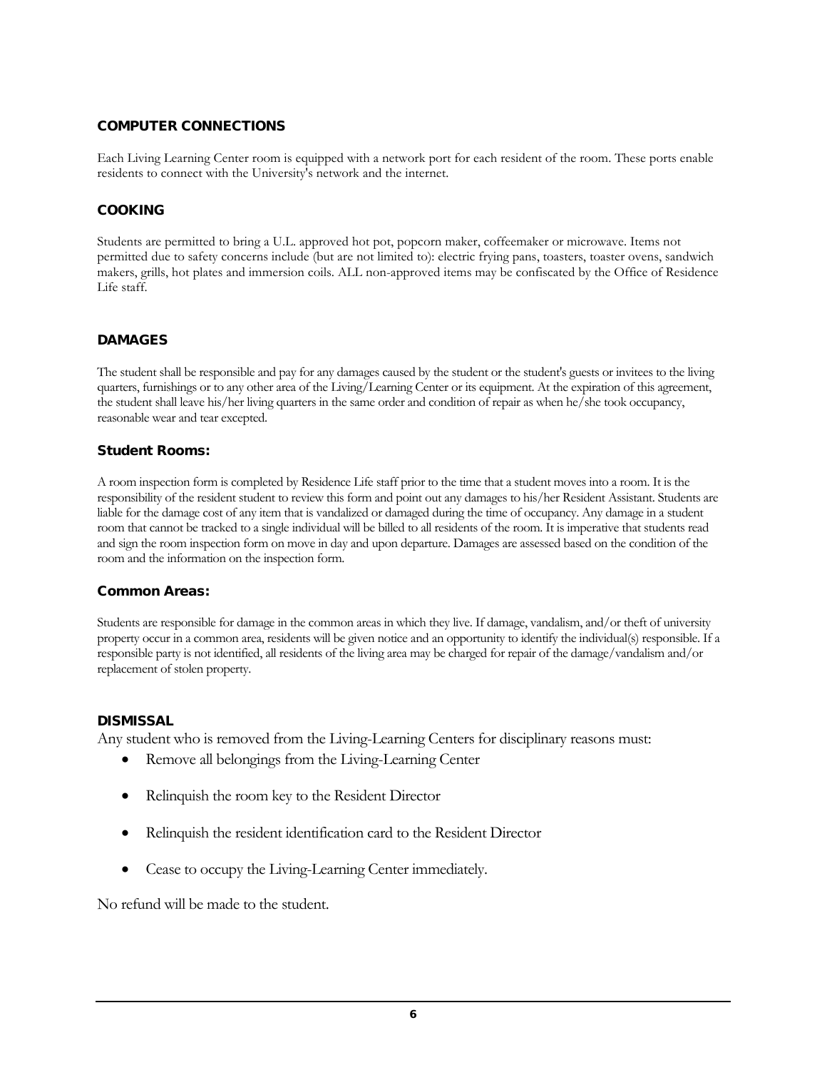## COMPUTER CONNECTIONS

Each Living Learning Center room is equipped with a network port for each resident of the room. These ports enable residents to connect with the University's network and the internet.

## COOKING

Students are permitted to bring a U.L. approved hot pot, popcorn maker, coffeemaker or microwave. Items not permitted due to safety concerns include (but are not limited to): electric frying pans, toasters, toaster ovens, sandwich makers, grills, hot plates and immersion coils. ALL non-approved items may be confiscated by the Office of Residence Life staff.

## DAMAGES

The student shall be responsible and pay for any damages caused by the student or the student's guests or invitees to the living quarters, furnishings or to any other area of the Living/Learning Center or its equipment. At the expiration of this agreement, the student shall leave his/her living quarters in the same order and condition of repair as when he/she took occupancy, reasonable wear and tear excepted.

### Student Rooms:

A room inspection form is completed by Residence Life staff prior to the time that a student moves into a room. It is the responsibility of the resident student to review this form and point out any damages to his/her Resident Assistant. Students are liable for the damage cost of any item that is vandalized or damaged during the time of occupancy. Any damage in a student room that cannot be tracked to a single individual will be billed to all residents of the room. It is imperative that students read and sign the room inspection form on move in day and upon departure. Damages are assessed based on the condition of the room and the information on the inspection form.

### Common Areas:

Students are responsible for damage in the common areas in which they live. If damage, vandalism, and/or theft of university property occur in a common area, residents will be given notice and an opportunity to identify the individual(s) responsible. If a responsible party is not identified, all residents of the living area may be charged for repair of the damage/vandalism and/or replacement of stolen property.

## DISMISSAL

Any student who is removed from the Living-Learning Centers for disciplinary reasons must:

- Remove all belongings from the Living-Learning Center
- Relinquish the room key to the Resident Director
- Relinquish the resident identification card to the Resident Director
- Cease to occupy the Living-Learning Center immediately.

No refund will be made to the student.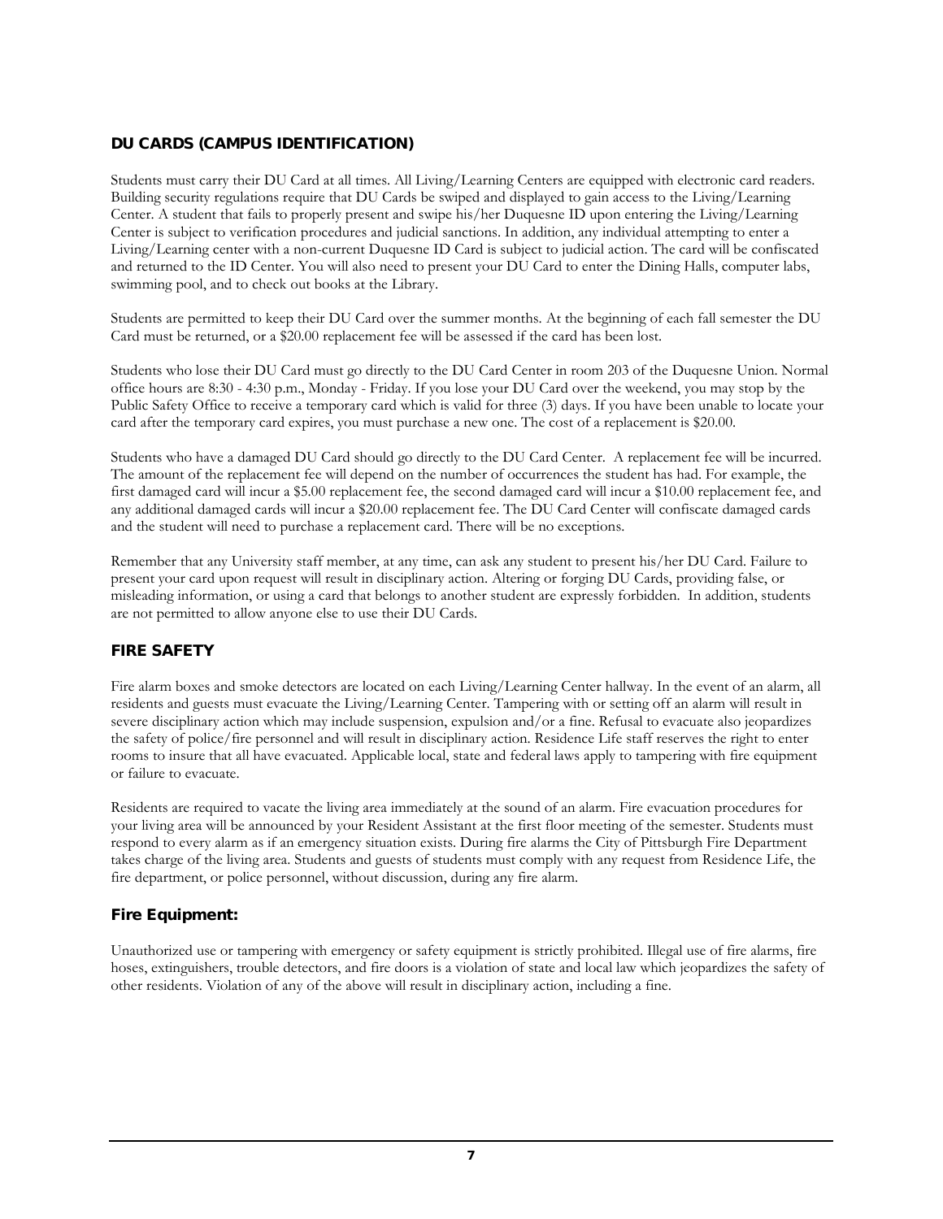## DU CARDS (CAMPUS IDENTIFICATION)

Students must carry their DU Card at all times. All Living/Learning Centers are equipped with electronic card readers. Building security regulations require that DU Cards be swiped and displayed to gain access to the Living/Learning Center. A student that fails to properly present and swipe his/her Duquesne ID upon entering the Living/Learning Center is subject to verification procedures and judicial sanctions. In addition, any individual attempting to enter a Living/Learning center with a non-current Duquesne ID Card is subject to judicial action. The card will be confiscated and returned to the ID Center. You will also need to present your DU Card to enter the Dining Halls, computer labs, swimming pool, and to check out books at the Library.

Students are permitted to keep their DU Card over the summer months. At the beginning of each fall semester the DU Card must be returned, or a $20.00 replacement fee will be assessed if the card has been lost.

Students who lose their DU Card must go directly to the DU Card Center in room 203 of the Duquesne Union. Normal office hours are 8:30 - 4:30 p.m., Monday - Friday. If you lose your DU Card over the weekend, you may stop by the Public Safety Office to receive a temporary card which is valid for three (3) days. If you have been unable to locate your card after the temporary card expires, you must purchase a new one. The cost of a replacement is $20.00.

Students who have a damaged DU Card should go directly to the DU Card Center. A replacement fee will be incurred. The amount of the replacement fee will depend on the number of occurrences the student has had. For example, the first damaged card will incur a $5.00 replacement fee, the second damaged card will incur a $10.00 replacement fee, and any additional damaged cards will incur a $20.00 replacement fee. The DU Card Center will confiscate damaged cards and the student will need to purchase a replacement card. There will be no exceptions.

Remember that any University staff member, at any time, can ask any student to present his/her DU Card. Failure to present your card upon request will result in disciplinary action. Altering or forging DU Cards, providing false, or misleading information, or using a card that belongs to another student are expressly forbidden. In addition, students are not permitted to allow anyone else to use their DU Cards.

## FIRE SAFETY

Fire alarm boxes and smoke detectors are located on each Living/Learning Center hallway. In the event of an alarm, all residents and guests must evacuate the Living/Learning Center. Tampering with or setting off an alarm will result in severe disciplinary action which may include suspension, expulsion and/or a fine. Refusal to evacuate also jeopardizes the safety of police/fire personnel and will result in disciplinary action. Residence Life staff reserves the right to enter rooms to insure that all have evacuated. Applicable local, state and federal laws apply to tampering with fire equipment or failure to evacuate.

Residents are required to vacate the living area immediately at the sound of an alarm. Fire evacuation procedures for your living area will be announced by your Resident Assistant at the first floor meeting of the semester. Students must respond to every alarm as if an emergency situation exists. During fire alarms the City of Pittsburgh Fire Department takes charge of the living area. Students and guests of students must comply with any request from Residence Life, the fire department, or police personnel, without discussion, during any fire alarm.

### Fire Equipment:

Unauthorized use or tampering with emergency or safety equipment is strictly prohibited. Illegal use of fire alarms, fire hoses, extinguishers, trouble detectors, and fire doors is a violation of state and local law which jeopardizes the safety of other residents. Violation of any of the above will result in disciplinary action, including a fine.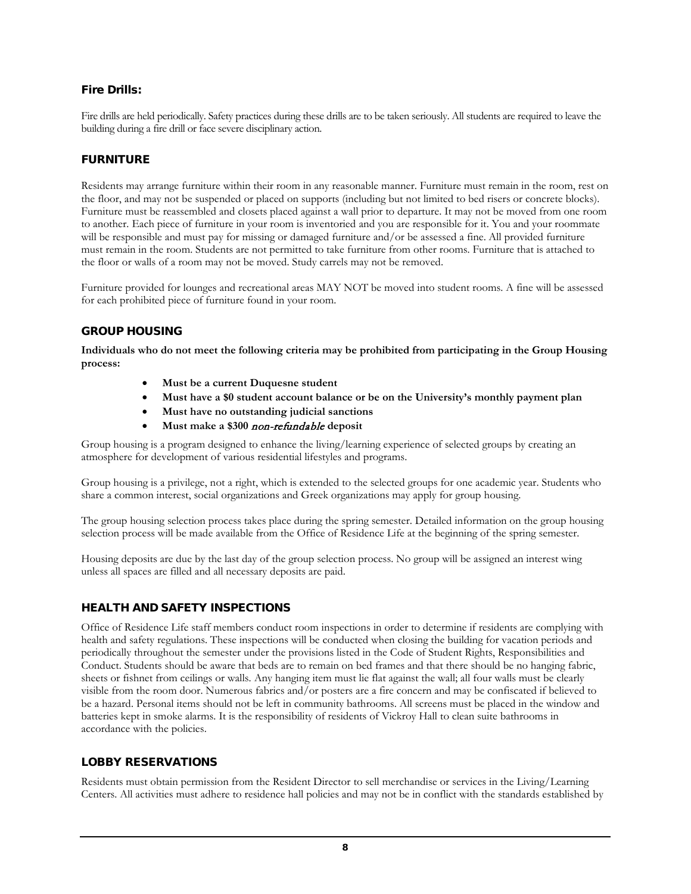### Fire Drills:

Fire drills are held periodically. Safety practices during these drills are to be taken seriously. All students are required to leave the building during a fire drill or face severe disciplinary action.

### FURNITURE

Residents may arrange furniture within their room in any reasonable manner. Furniture must remain in the room, rest on the floor, and may not be suspended or placed on supports (including but not limited to bed risers or concrete blocks). Furniture must be reassembled and closets placed against a wall prior to departure. It may not be moved from one room to another. Each piece of furniture in your room is inventoried and you are responsible for it. You and your roommate will be responsible and must pay for missing or damaged furniture and/or be assessed a fine. All provided furniture must remain in the room. Students are not permitted to take furniture from other rooms. Furniture that is attached to the floor or walls of a room may not be moved. Study carrels may not be removed.

Furniture provided for lounges and recreational areas MAY NOT be moved into student rooms. A fine will be assessed for each prohibited piece of furniture found in your room.

### GROUP HOUSING

**Individuals who do not meet the following criteria may be prohibited from participating in the Group Housing process:**

- **Must be a current Duquesne student**
- **Must have a $0 student account balance or be on the University's monthly payment plan**
- **Must have no outstanding judicial sanctions**
- **Must make a $300 *non-refundable* deposit**

Group housing is a program designed to enhance the living/learning experience of selected groups by creating an atmosphere for development of various residential lifestyles and programs.

Group housing is a privilege, not a right, which is extended to the selected groups for one academic year. Students who share a common interest, social organizations and Greek organizations may apply for group housing.

The group housing selection process takes place during the spring semester. Detailed information on the group housing selection process will be made available from the Office of Residence Life at the beginning of the spring semester.

Housing deposits are due by the last day of the group selection process. No group will be assigned an interest wing unless all spaces are filled and all necessary deposits are paid.

### HEALTH AND SAFETY INSPECTIONS

Office of Residence Life staff members conduct room inspections in order to determine if residents are complying with health and safety regulations. These inspections will be conducted when closing the building for vacation periods and periodically throughout the semester under the provisions listed in the Code of Student Rights, Responsibilities and Conduct. Students should be aware that beds are to remain on bed frames and that there should be no hanging fabric, sheets or fishnet from ceilings or walls. Any hanging item must lie flat against the wall; all four walls must be clearly visible from the room door. Numerous fabrics and/or posters are a fire concern and may be confiscated if believed to be a hazard. Personal items should not be left in community bathrooms. All screens must be placed in the window and batteries kept in smoke alarms. It is the responsibility of residents of Vickroy Hall to clean suite bathrooms in accordance with the policies.

### LOBBY RESERVATIONS

Residents must obtain permission from the Resident Director to sell merchandise or services in the Living/Learning Centers. All activities must adhere to residence hall policies and may not be in conflict with the standards established by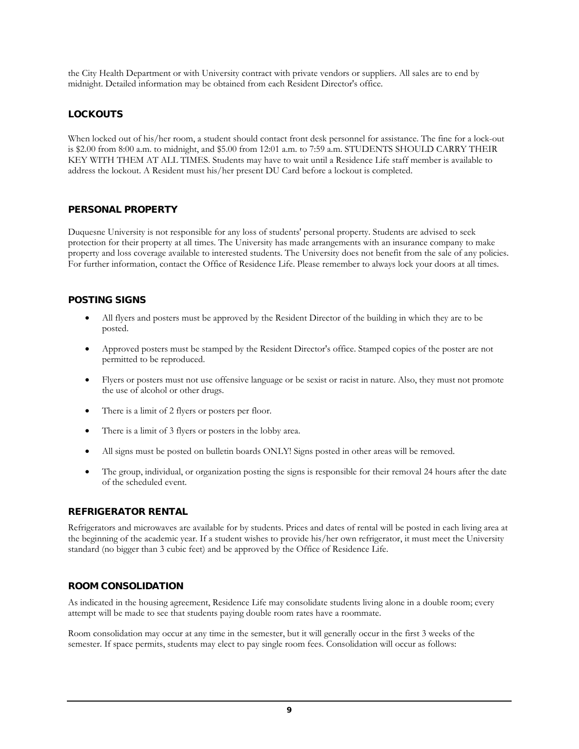the City Health Department or with University contract with private vendors or suppliers. All sales are to end by midnight. Detailed information may be obtained from each Resident Director's office.

### LOCKOUTS

When locked out of his/her room, a student should contact front desk personnel for assistance. The fine for a lock-out is $2.00 from 8:00 a.m. to midnight, and $5.00 from 12:01 a.m. to 7:59 a.m. STUDENTS SHOULD CARRY THEIR KEY WITH THEM AT ALL TIMES. Students may have to wait until a Residence Life staff member is available to address the lockout. A Resident must his/her present DU Card before a lockout is completed.

### PERSONAL PROPERTY

Duquesne University is not responsible for any loss of students' personal property. Students are advised to seek protection for their property at all times. The University has made arrangements with an insurance company to make property and loss coverage available to interested students. The University does not benefit from the sale of any policies. For further information, contact the Office of Residence Life. Please remember to always lock your doors at all times.

### POSTING SIGNS

- All flyers and posters must be approved by the Resident Director of the building in which they are to be posted.
- Approved posters must be stamped by the Resident Director's office. Stamped copies of the poster are not permitted to be reproduced.
- Flyers or posters must not use offensive language or be sexist or racist in nature. Also, they must not promote the use of alcohol or other drugs.
- There is a limit of 2 flyers or posters per floor.
- There is a limit of 3 flyers or posters in the lobby area.
- All signs must be posted on bulletin boards ONLY! Signs posted in other areas will be removed.
- The group, individual, or organization posting the signs is responsible for their removal 24 hours after the date of the scheduled event.

### REFRIGERATOR RENTAL

Refrigerators and microwaves are available for by students. Prices and dates of rental will be posted in each living area at the beginning of the academic year. If a student wishes to provide his/her own refrigerator, it must meet the University standard (no bigger than 3 cubic feet) and be approved by the Office of Residence Life.

### ROOM CONSOLIDATION

As indicated in the housing agreement, Residence Life may consolidate students living alone in a double room; every attempt will be made to see that students paying double room rates have a roommate.

Room consolidation may occur at any time in the semester, but it will generally occur in the first 3 weeks of the semester. If space permits, students may elect to pay single room fees. Consolidation will occur as follows: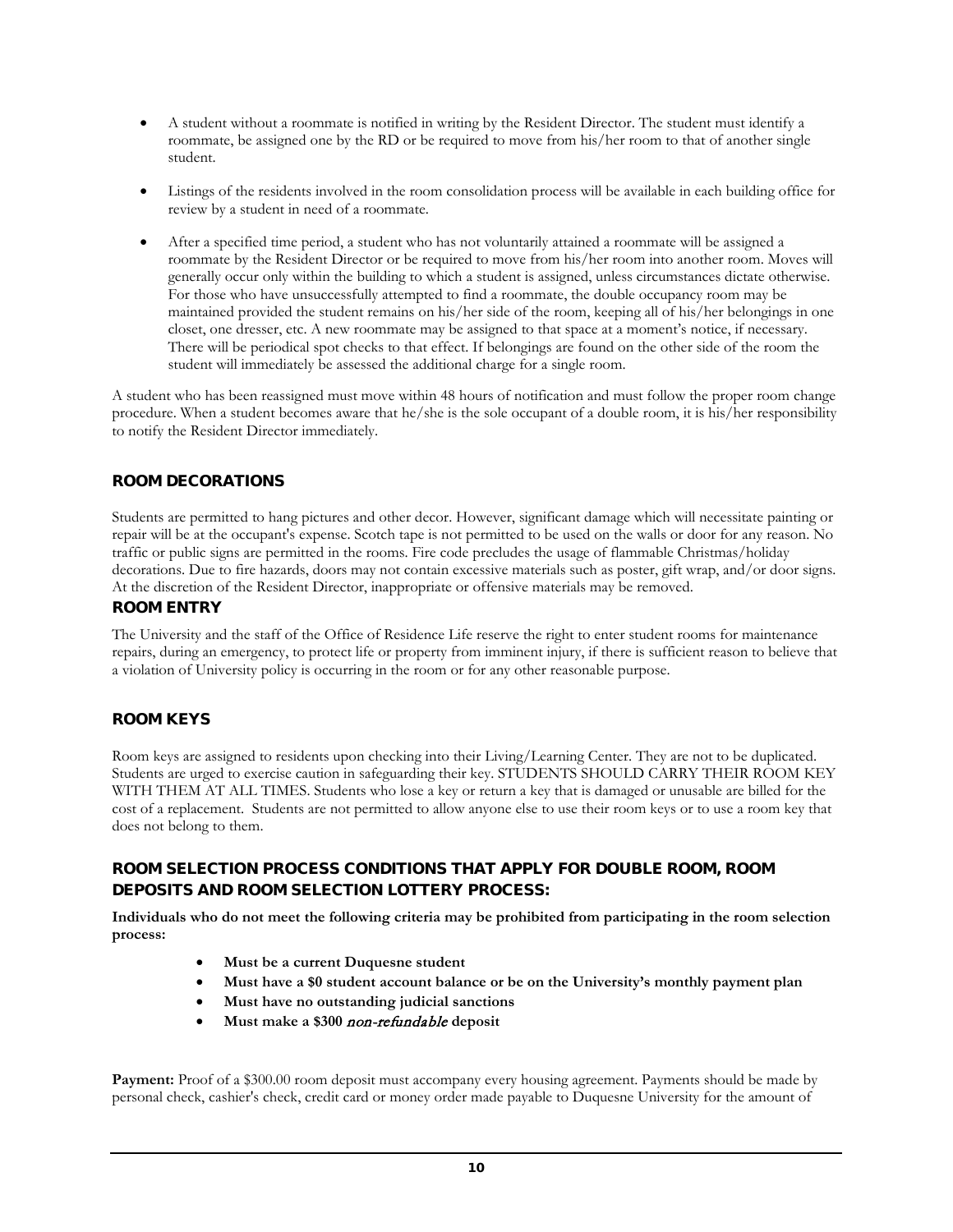- A student without a roommate is notified in writing by the Resident Director. The student must identify a roommate, be assigned one by the RD or be required to move from his/her room to that of another single student.

- Listings of the residents involved in the room consolidation process will be available in each building office for review by a student in need of a roommate.

- After a specified time period, a student who has not voluntarily attained a roommate will be assigned a roommate by the Resident Director or be required to move from his/her room into another room. Moves will generally occur only within the building to which a student is assigned, unless circumstances dictate otherwise. For those who have unsuccessfully attempted to find a roommate, the double occupancy room may be maintained provided the student remains on his/her side of the room, keeping all of his/her belongings in one closet, one dresser, etc. A new roommate may be assigned to that space at a moment's notice, if necessary. There will be periodical spot checks to that effect. If belongings are found on the other side of the room the student will immediately be assessed the additional charge for a single room.

A student who has been reassigned must move within 48 hours of notification and must follow the proper room change procedure. When a student becomes aware that he/she is the sole occupant of a double room, it is his/her responsibility to notify the Resident Director immediately.

### ROOM DECORATIONS

Students are permitted to hang pictures and other decor. However, significant damage which will necessitate painting or repair will be at the occupant's expense. Scotch tape is not permitted to be used on the walls or door for any reason. No traffic or public signs are permitted in the rooms. Fire code precludes the usage of flammable Christmas/holiday decorations. Due to fire hazards, doors may not contain excessive materials such as poster, gift wrap, and/or door signs. At the discretion of the Resident Director, inappropriate or offensive materials may be removed.

### ROOM ENTRY

The University and the staff of the Office of Residence Life reserve the right to enter student rooms for maintenance repairs, during an emergency, to protect life or property from imminent injury, if there is sufficient reason to believe that a violation of University policy is occurring in the room or for any other reasonable purpose.

### ROOM KEYS

Room keys are assigned to residents upon checking into their Living/Learning Center. They are not to be duplicated. Students are urged to exercise caution in safeguarding their key. STUDENTS SHOULD CARRY THEIR ROOM KEY WITH THEM AT ALL TIMES. Students who lose a key or return a key that is damaged or unusable are billed for the cost of a replacement. Students are not permitted to allow anyone else to use their room keys or to use a room key that does not belong to them.

### ROOM SELECTION PROCESS CONDITIONS THAT APPLY FOR DOUBLE ROOM, ROOM DEPOSITS AND ROOM SELECTION LOTTERY PROCESS:

**Individuals who do not meet the following criteria may be prohibited from participating in the room selection process:**

- **Must be a current Duquesne student**
- **Must have a $0 student account balance or be on the University's monthly payment plan**
- **Must have no outstanding judicial sanctions**
- **Must make a $300 *non-refundable* deposit**

**Payment:** Proof of a $300.00 room deposit must accompany every housing agreement. Payments should be made by personal check, cashier's check, credit card or money order made payable to Duquesne University for the amount of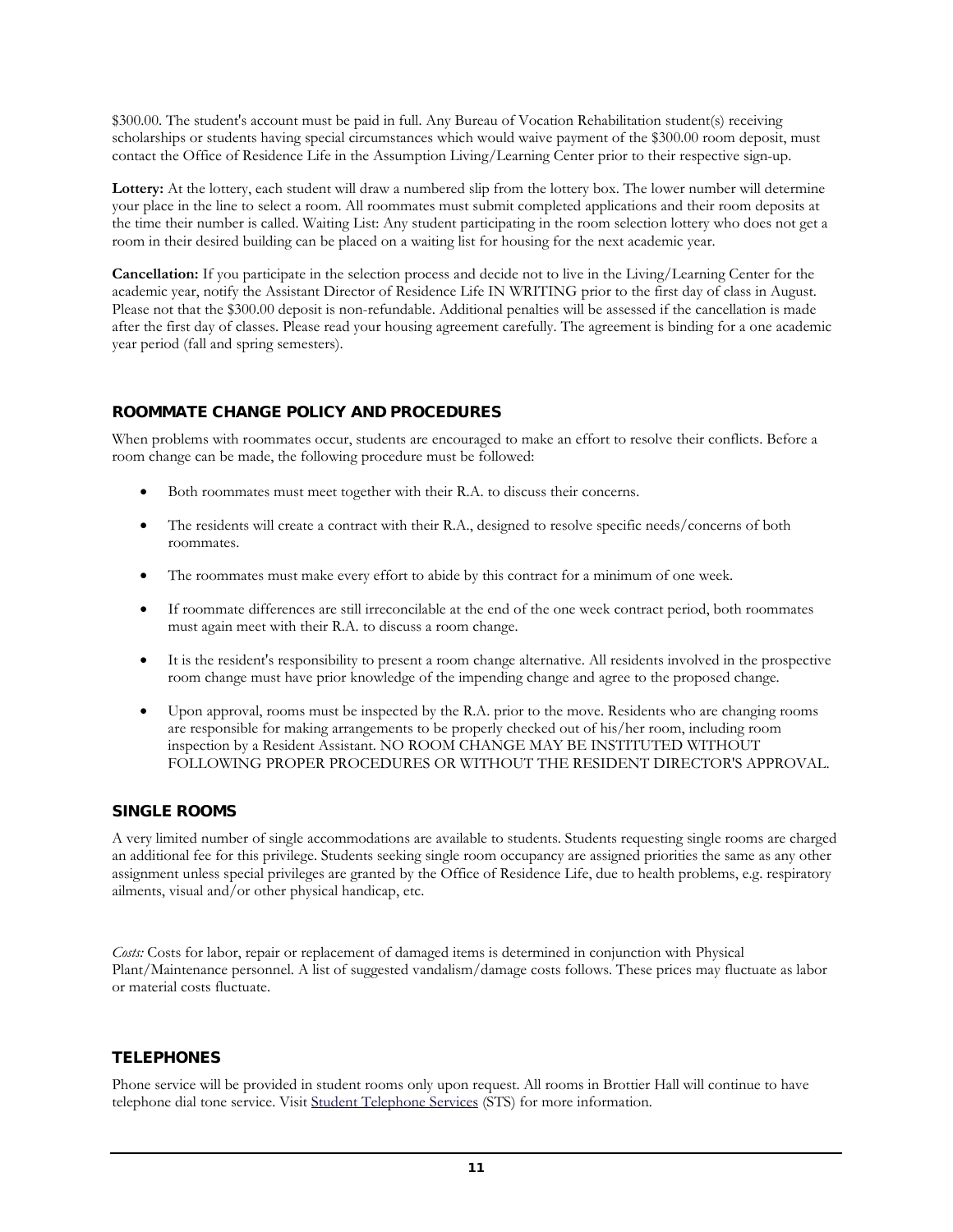$300.00. The student's account must be paid in full. Any Bureau of Vocation Rehabilitation student(s) receiving scholarships or students having special circumstances which would waive payment of the $300.00 room deposit, must contact the Office of Residence Life in the Assumption Living/Learning Center prior to their respective sign-up.

**Lottery:** At the lottery, each student will draw a numbered slip from the lottery box. The lower number will determine your place in the line to select a room. All roommates must submit completed applications and their room deposits at the time their number is called. Waiting List: Any student participating in the room selection lottery who does not get a room in their desired building can be placed on a waiting list for housing for the next academic year.

**Cancellation:** If you participate in the selection process and decide not to live in the Living/Learning Center for the academic year, notify the Assistant Director of Residence Life IN WRITING prior to the first day of class in August. Please not that the $300.00 deposit is non-refundable. Additional penalties will be assessed if the cancellation is made after the first day of classes. Please read your housing agreement carefully. The agreement is binding for a one academic year period (fall and spring semesters).

### ROOMMATE CHANGE POLICY AND PROCEDURES

When problems with roommates occur, students are encouraged to make an effort to resolve their conflicts. Before a room change can be made, the following procedure must be followed:

- Both roommates must meet together with their R.A. to discuss their concerns.
- The residents will create a contract with their R.A., designed to resolve specific needs/concerns of both roommates.
- The roommates must make every effort to abide by this contract for a minimum of one week.
- If roommate differences are still irreconcilable at the end of the one week contract period, both roommates must again meet with their R.A. to discuss a room change.
- It is the resident's responsibility to present a room change alternative. All residents involved in the prospective room change must have prior knowledge of the impending change and agree to the proposed change.
- Upon approval, rooms must be inspected by the R.A. prior to the move. Residents who are changing rooms are responsible for making arrangements to be properly checked out of his/her room, including room inspection by a Resident Assistant. NO ROOM CHANGE MAY BE INSTITUTED WITHOUT FOLLOWING PROPER PROCEDURES OR WITHOUT THE RESIDENT DIRECTOR'S APPROVAL.

### SINGLE ROOMS

A very limited number of single accommodations are available to students. Students requesting single rooms are charged an additional fee for this privilege. Students seeking single room occupancy are assigned priorities the same as any other assignment unless special privileges are granted by the Office of Residence Life, due to health problems, e.g. respiratory ailments, visual and/or other physical handicap, etc.

*Costs:* Costs for labor, repair or replacement of damaged items is determined in conjunction with Physical Plant/Maintenance personnel. A list of suggested vandalism/damage costs follows. These prices may fluctuate as labor or material costs fluctuate.

### TELEPHONES

Phone service will be provided in student rooms only upon request. All rooms in Brottier Hall will continue to have telephone dial tone service. Visit Student Telephone Services (STS) for more information.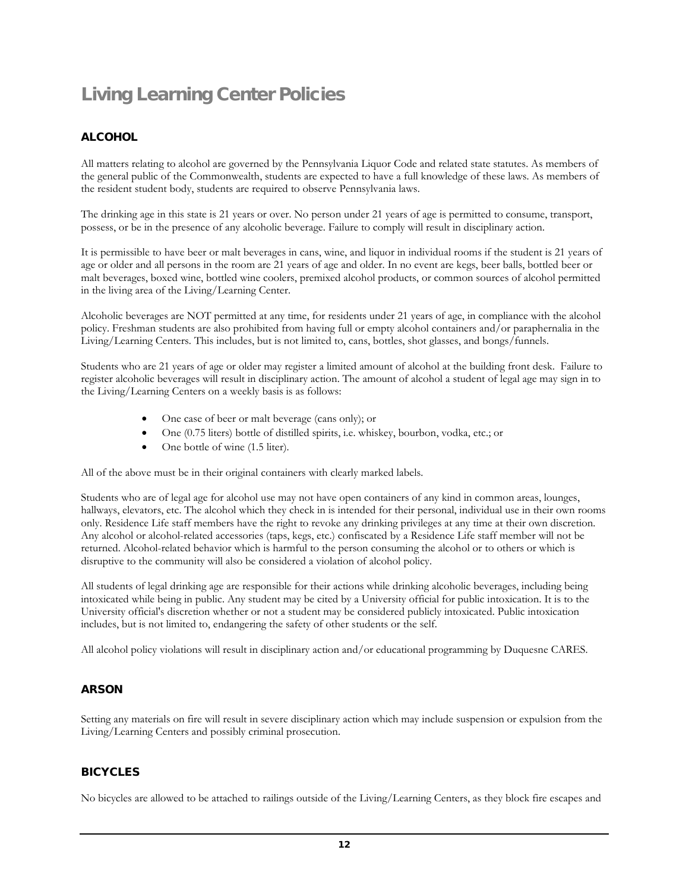# Living Learning Center Policies

## ALCOHOL

All matters relating to alcohol are governed by the Pennsylvania Liquor Code and related state statutes. As members of the general public of the Commonwealth, students are expected to have a full knowledge of these laws. As members of the resident student body, students are required to observe Pennsylvania laws.

The drinking age in this state is 21 years or over. No person under 21 years of age is permitted to consume, transport, possess, or be in the presence of any alcoholic beverage. Failure to comply will result in disciplinary action.

It is permissible to have beer or malt beverages in cans, wine, and liquor in individual rooms if the student is 21 years of age or older and all persons in the room are 21 years of age and older. In no event are kegs, beer balls, bottled beer or malt beverages, boxed wine, bottled wine coolers, premixed alcohol products, or common sources of alcohol permitted in the living area of the Living/Learning Center.

Alcoholic beverages are NOT permitted at any time, for residents under 21 years of age, in compliance with the alcohol policy. Freshman students are also prohibited from having full or empty alcohol containers and/or paraphernalia in the Living/Learning Centers. This includes, but is not limited to, cans, bottles, shot glasses, and bongs/funnels.

Students who are 21 years of age or older may register a limited amount of alcohol at the building front desk. Failure to register alcoholic beverages will result in disciplinary action. The amount of alcohol a student of legal age may sign in to the Living/Learning Centers on a weekly basis is as follows:

- One case of beer or malt beverage (cans only); or
- One (0.75 liters) bottle of distilled spirits, i.e. whiskey, bourbon, vodka, etc.; or
- One bottle of wine (1.5 liter).

All of the above must be in their original containers with clearly marked labels.

Students who are of legal age for alcohol use may not have open containers of any kind in common areas, lounges, hallways, elevators, etc. The alcohol which they check in is intended for their personal, individual use in their own rooms only. Residence Life staff members have the right to revoke any drinking privileges at any time at their own discretion. Any alcohol or alcohol-related accessories (taps, kegs, etc.) confiscated by a Residence Life staff member will not be returned. Alcohol-related behavior which is harmful to the person consuming the alcohol or to others or which is disruptive to the community will also be considered a violation of alcohol policy.

All students of legal drinking age are responsible for their actions while drinking alcoholic beverages, including being intoxicated while being in public. Any student may be cited by a University official for public intoxication. It is to the University official's discretion whether or not a student may be considered publicly intoxicated. Public intoxication includes, but is not limited to, endangering the safety of other students or the self.

All alcohol policy violations will result in disciplinary action and/or educational programming by Duquesne CARES.

## ARSON

Setting any materials on fire will result in severe disciplinary action which may include suspension or expulsion from the Living/Learning Centers and possibly criminal prosecution.

## BICYCLES

No bicycles are allowed to be attached to railings outside of the Living/Learning Centers, as they block fire escapes and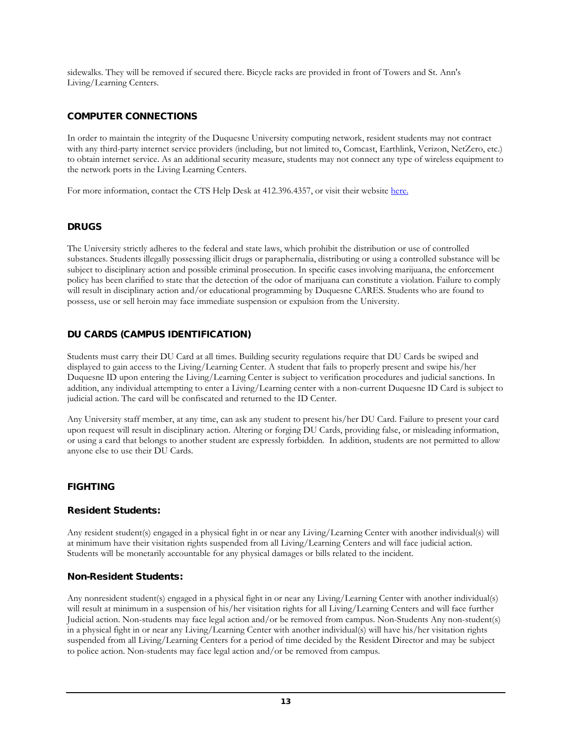sidewalks. They will be removed if secured there. Bicycle racks are provided in front of Towers and St. Ann's Living/Learning Centers.

## COMPUTER CONNECTIONS

In order to maintain the integrity of the Duquesne University computing network, resident students may not contract with any third-party internet service providers (including, but not limited to, Comcast, Earthlink, Verizon, NetZero, etc.) to obtain internet service. As an additional security measure, students may not connect any type of wireless equipment to the network ports in the Living Learning Centers.

For more information, contact the CTS Help Desk at 412.396.4357, or visit their website here.

## DRUGS

The University strictly adheres to the federal and state laws, which prohibit the distribution or use of controlled substances. Students illegally possessing illicit drugs or paraphernalia, distributing or using a controlled substance will be subject to disciplinary action and possible criminal prosecution. In specific cases involving marijuana, the enforcement policy has been clarified to state that the detection of the odor of marijuana can constitute a violation. Failure to comply will result in disciplinary action and/or educational programming by Duquesne CARES. Students who are found to possess, use or sell heroin may face immediate suspension or expulsion from the University.

## DU CARDS (CAMPUS IDENTIFICATION)

Students must carry their DU Card at all times. Building security regulations require that DU Cards be swiped and displayed to gain access to the Living/Learning Center. A student that fails to properly present and swipe his/her Duquesne ID upon entering the Living/Learning Center is subject to verification procedures and judicial sanctions. In addition, any individual attempting to enter a Living/Learning center with a non-current Duquesne ID Card is subject to judicial action. The card will be confiscated and returned to the ID Center.

Any University staff member, at any time, can ask any student to present his/her DU Card. Failure to present your card upon request will result in disciplinary action. Altering or forging DU Cards, providing false, or misleading information, or using a card that belongs to another student are expressly forbidden. In addition, students are not permitted to allow anyone else to use their DU Cards.

## FIGHTING

### Resident Students:

Any resident student(s) engaged in a physical fight in or near any Living/Learning Center with another individual(s) will at minimum have their visitation rights suspended from all Living/Learning Centers and will face judicial action. Students will be monetarily accountable for any physical damages or bills related to the incident.

### Non-Resident Students:

Any nonresident student(s) engaged in a physical fight in or near any Living/Learning Center with another individual(s) will result at minimum in a suspension of his/her visitation rights for all Living/Learning Centers and will face further Judicial action. Non-students may face legal action and/or be removed from campus. Non-Students Any non-student(s) in a physical fight in or near any Living/Learning Center with another individual(s) will have his/her visitation rights suspended from all Living/Learning Centers for a period of time decided by the Resident Director and may be subject to police action. Non-students may face legal action and/or be removed from campus.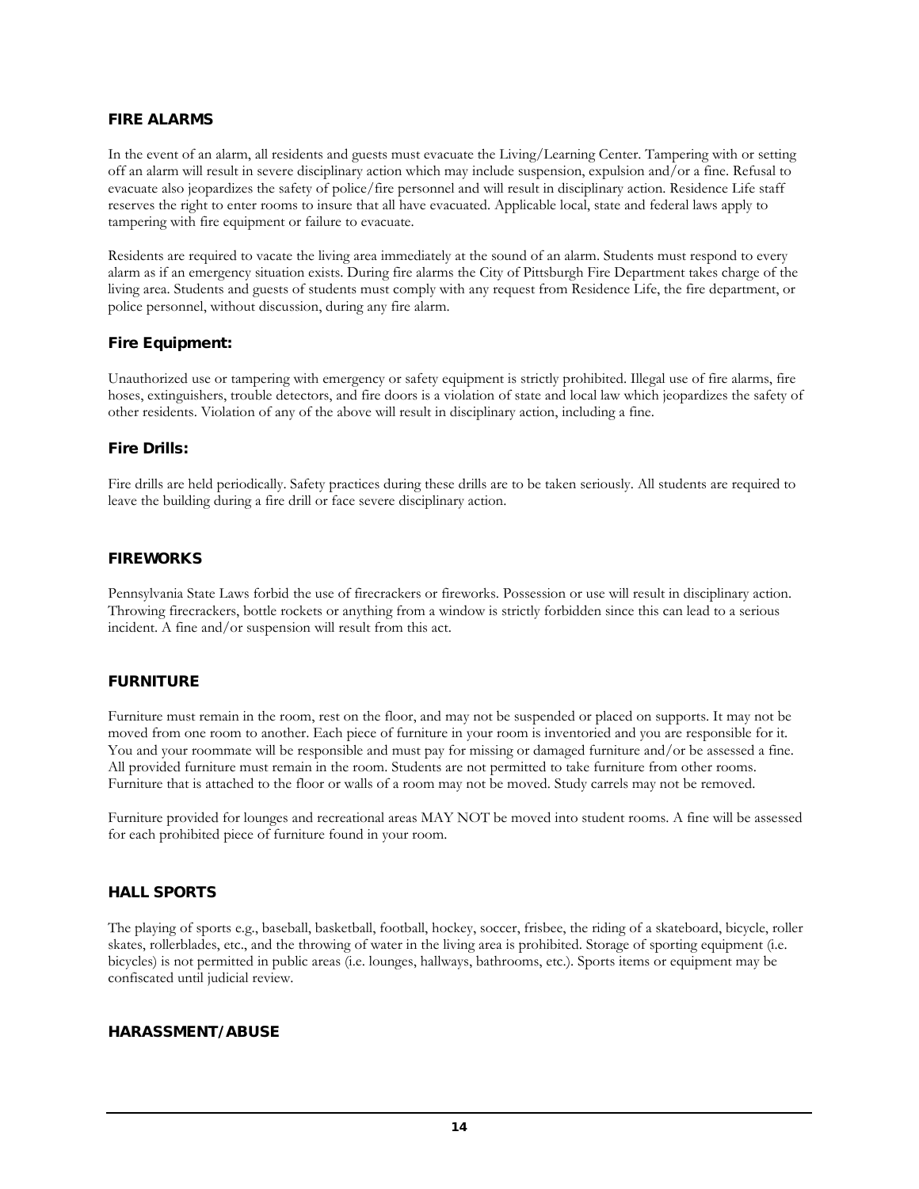## FIRE ALARMS

In the event of an alarm, all residents and guests must evacuate the Living/Learning Center. Tampering with or setting off an alarm will result in severe disciplinary action which may include suspension, expulsion and/or a fine. Refusal to evacuate also jeopardizes the safety of police/fire personnel and will result in disciplinary action. Residence Life staff reserves the right to enter rooms to insure that all have evacuated. Applicable local, state and federal laws apply to tampering with fire equipment or failure to evacuate.

Residents are required to vacate the living area immediately at the sound of an alarm. Students must respond to every alarm as if an emergency situation exists. During fire alarms the City of Pittsburgh Fire Department takes charge of the living area. Students and guests of students must comply with any request from Residence Life, the fire department, or police personnel, without discussion, during any fire alarm.

### Fire Equipment:

Unauthorized use or tampering with emergency or safety equipment is strictly prohibited. Illegal use of fire alarms, fire hoses, extinguishers, trouble detectors, and fire doors is a violation of state and local law which jeopardizes the safety of other residents. Violation of any of the above will result in disciplinary action, including a fine.

### Fire Drills:

Fire drills are held periodically. Safety practices during these drills are to be taken seriously. All students are required to leave the building during a fire drill or face severe disciplinary action.

## FIREWORKS

Pennsylvania State Laws forbid the use of firecrackers or fireworks. Possession or use will result in disciplinary action. Throwing firecrackers, bottle rockets or anything from a window is strictly forbidden since this can lead to a serious incident. A fine and/or suspension will result from this act.

## FURNITURE

Furniture must remain in the room, rest on the floor, and may not be suspended or placed on supports. It may not be moved from one room to another. Each piece of furniture in your room is inventoried and you are responsible for it. You and your roommate will be responsible and must pay for missing or damaged furniture and/or be assessed a fine. All provided furniture must remain in the room. Students are not permitted to take furniture from other rooms. Furniture that is attached to the floor or walls of a room may not be moved. Study carrels may not be removed.

Furniture provided for lounges and recreational areas MAY NOT be moved into student rooms. A fine will be assessed for each prohibited piece of furniture found in your room.

## HALL SPORTS

The playing of sports e.g., baseball, basketball, football, hockey, soccer, frisbee, the riding of a skateboard, bicycle, roller skates, rollerblades, etc., and the throwing of water in the living area is prohibited. Storage of sporting equipment (i.e. bicycles) is not permitted in public areas (i.e. lounges, hallways, bathrooms, etc.). Sports items or equipment may be confiscated until judicial review.

## HARASSMENT/ABUSE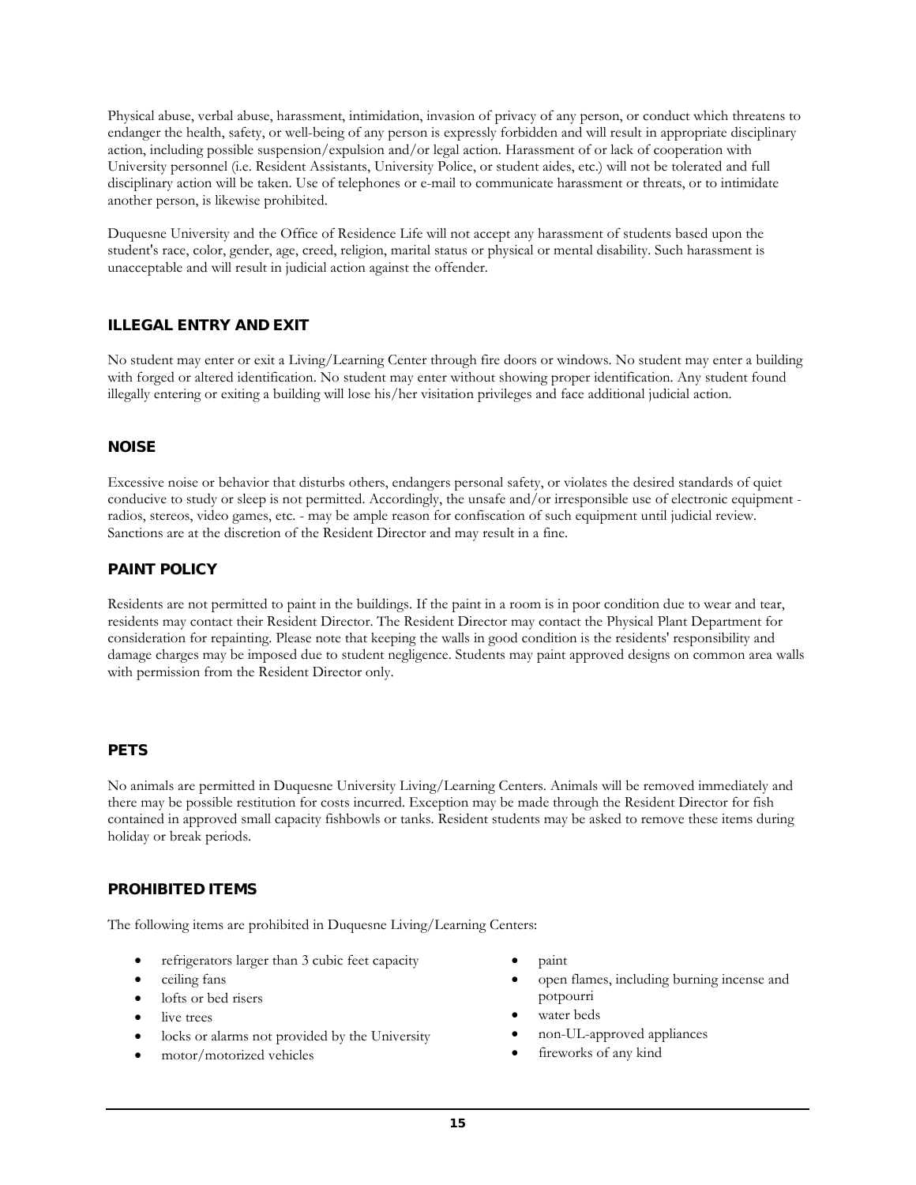Physical abuse, verbal abuse, harassment, intimidation, invasion of privacy of any person, or conduct which threatens to endanger the health, safety, or well-being of any person is expressly forbidden and will result in appropriate disciplinary action, including possible suspension/expulsion and/or legal action. Harassment of or lack of cooperation with University personnel (i.e. Resident Assistants, University Police, or student aides, etc.) will not be tolerated and full disciplinary action will be taken. Use of telephones or e-mail to communicate harassment or threats, or to intimidate another person, is likewise prohibited.

Duquesne University and the Office of Residence Life will not accept any harassment of students based upon the student's race, color, gender, age, creed, religion, marital status or physical or mental disability. Such harassment is unacceptable and will result in judicial action against the offender.

## ILLEGAL ENTRY AND EXIT

No student may enter or exit a Living/Learning Center through fire doors or windows. No student may enter a building with forged or altered identification. No student may enter without showing proper identification. Any student found illegally entering or exiting a building will lose his/her visitation privileges and face additional judicial action.

## NOISE

Excessive noise or behavior that disturbs others, endangers personal safety, or violates the desired standards of quiet conducive to study or sleep is not permitted. Accordingly, the unsafe and/or irresponsible use of electronic equipment - radios, stereos, video games, etc. - may be ample reason for confiscation of such equipment until judicial review. Sanctions are at the discretion of the Resident Director and may result in a fine.

## PAINT POLICY

Residents are not permitted to paint in the buildings. If the paint in a room is in poor condition due to wear and tear, residents may contact their Resident Director. The Resident Director may contact the Physical Plant Department for consideration for repainting. Please note that keeping the walls in good condition is the residents' responsibility and damage charges may be imposed due to student negligence. Students may paint approved designs on common area walls with permission from the Resident Director only.

## PETS

No animals are permitted in Duquesne University Living/Learning Centers. Animals will be removed immediately and there may be possible restitution for costs incurred. Exception may be made through the Resident Director for fish contained in approved small capacity fishbowls or tanks. Resident students may be asked to remove these items during holiday or break periods.

## PROHIBITED ITEMS

The following items are prohibited in Duquesne Living/Learning Centers:

- refrigerators larger than 3 cubic feet capacity
- ceiling fans
- lofts or bed risers
- live trees
- locks or alarms not provided by the University
- motor/motorized vehicles
- paint
- open flames, including burning incense and potpourri
- water beds
- non-UL-approved appliances
- fireworks of any kind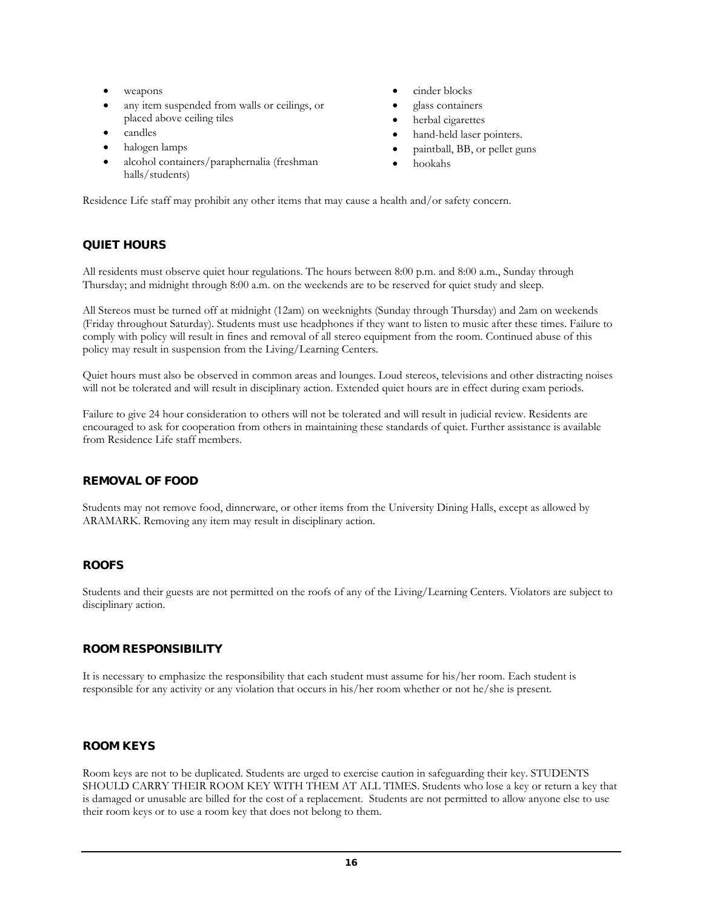- weapons
- any item suspended from walls or ceilings, or placed above ceiling tiles
- candles
- halogen lamps
- alcohol containers/paraphernalia (freshman halls/students)
- cinder blocks
- glass containers
- herbal cigarettes
- hand-held laser pointers.
- paintball, BB, or pellet guns
- hookahs

Residence Life staff may prohibit any other items that may cause a health and/or safety concern.

## QUIET HOURS

All residents must observe quiet hour regulations. The hours between 8:00 p.m. and 8:00 a.m., Sunday through Thursday; and midnight through 8:00 a.m. on the weekends are to be reserved for quiet study and sleep.

All Stereos must be turned off at midnight (12am) on weeknights (Sunday through Thursday) and 2am on weekends (Friday throughout Saturday). Students must use headphones if they want to listen to music after these times. Failure to comply with policy will result in fines and removal of all stereo equipment from the room. Continued abuse of this policy may result in suspension from the Living/Learning Centers.

Quiet hours must also be observed in common areas and lounges. Loud stereos, televisions and other distracting noises will not be tolerated and will result in disciplinary action. Extended quiet hours are in effect during exam periods.

Failure to give 24 hour consideration to others will not be tolerated and will result in judicial review. Residents are encouraged to ask for cooperation from others in maintaining these standards of quiet. Further assistance is available from Residence Life staff members.

## REMOVAL OF FOOD

Students may not remove food, dinnerware, or other items from the University Dining Halls, except as allowed by ARAMARK. Removing any item may result in disciplinary action.

## ROOFS

Students and their guests are not permitted on the roofs of any of the Living/Learning Centers. Violators are subject to disciplinary action.

## ROOM RESPONSIBILITY

It is necessary to emphasize the responsibility that each student must assume for his/her room. Each student is responsible for any activity or any violation that occurs in his/her room whether or not he/she is present.

## ROOM KEYS

Room keys are not to be duplicated. Students are urged to exercise caution in safeguarding their key. STUDENTS SHOULD CARRY THEIR ROOM KEY WITH THEM AT ALL TIMES. Students who lose a key or return a key that is damaged or unusable are billed for the cost of a replacement. Students are not permitted to allow anyone else to use their room keys or to use a room key that does not belong to them.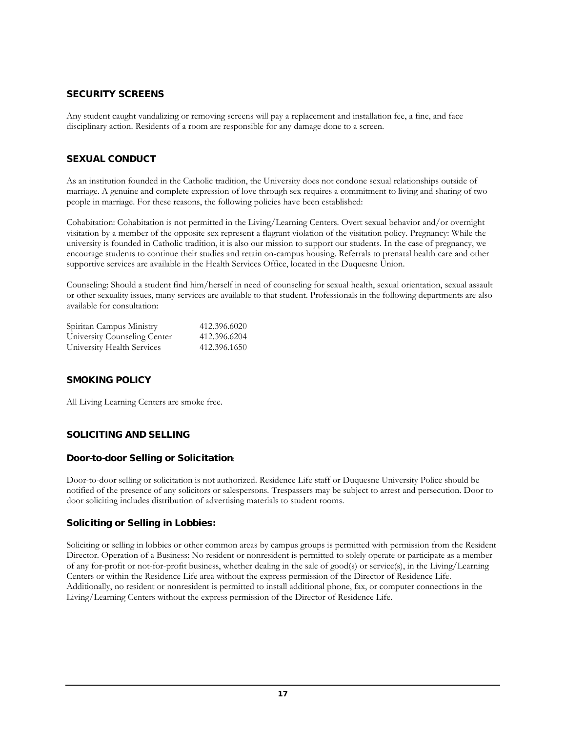## SECURITY SCREENS

Any student caught vandalizing or removing screens will pay a replacement and installation fee, a fine, and face disciplinary action. Residents of a room are responsible for any damage done to a screen.

## SEXUAL CONDUCT

As an institution founded in the Catholic tradition, the University does not condone sexual relationships outside of marriage. A genuine and complete expression of love through sex requires a commitment to living and sharing of two people in marriage. For these reasons, the following policies have been established:

Cohabitation: Cohabitation is not permitted in the Living/Learning Centers. Overt sexual behavior and/or overnight visitation by a member of the opposite sex represent a flagrant violation of the visitation policy. Pregnancy: While the university is founded in Catholic tradition, it is also our mission to support our students. In the case of pregnancy, we encourage students to continue their studies and retain on-campus housing. Referrals to prenatal health care and other supportive services are available in the Health Services Office, located in the Duquesne Union.

Counseling: Should a student find him/herself in need of counseling for sexual health, sexual orientation, sexual assault or other sexuality issues, many services are available to that student. Professionals in the following departments are also available for consultation:

| | |
|---|---|
| Spiritan Campus Ministry | 412.396.6020 |
| University Counseling Center | 412.396.6204 |
| University Health Services | 412.396.1650 |

## SMOKING POLICY

All Living Learning Centers are smoke free.

## SOLICITING AND SELLING

### Door-to-door Selling or Solicitation:

Door-to-door selling or solicitation is not authorized. Residence Life staff or Duquesne University Police should be notified of the presence of any solicitors or salespersons. Trespassers may be subject to arrest and persecution. Door to door soliciting includes distribution of advertising materials to student rooms.

### Soliciting or Selling in Lobbies:

Soliciting or selling in lobbies or other common areas by campus groups is permitted with permission from the Resident Director. Operation of a Business: No resident or nonresident is permitted to solely operate or participate as a member of any for-profit or not-for-profit business, whether dealing in the sale of good(s) or service(s), in the Living/Learning Centers or within the Residence Life area without the express permission of the Director of Residence Life. Additionally, no resident or nonresident is permitted to install additional phone, fax, or computer connections in the Living/Learning Centers without the express permission of the Director of Residence Life.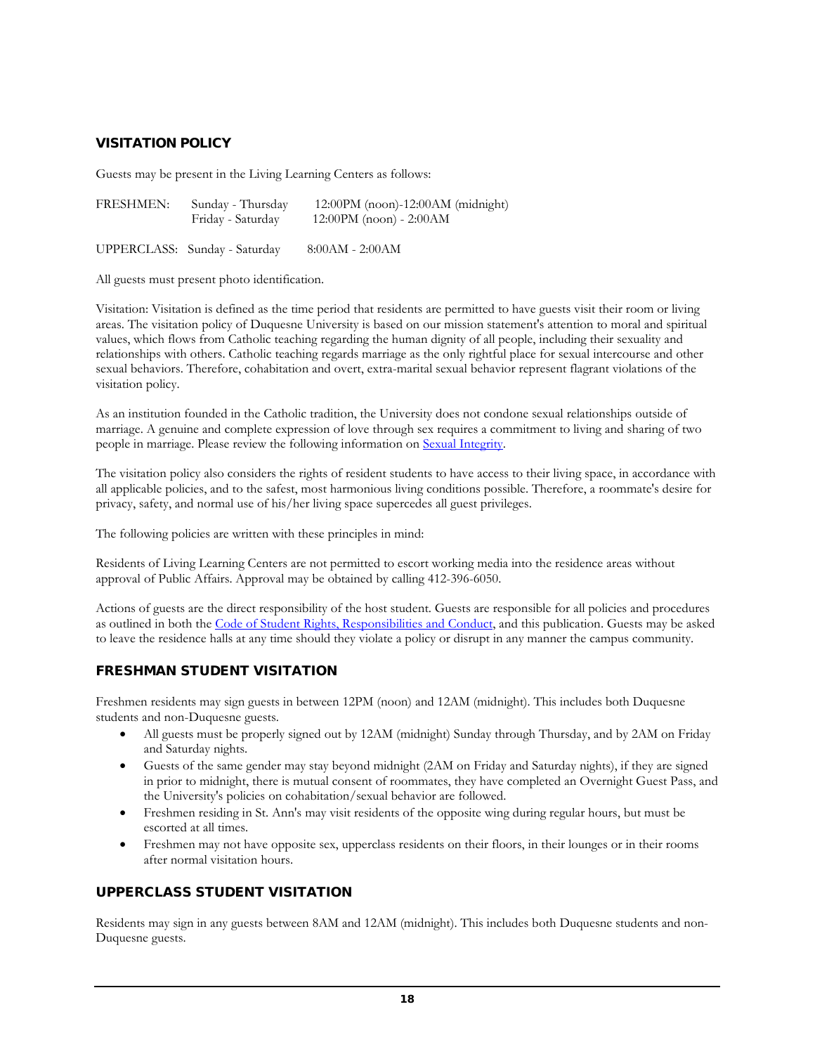## VISITATION POLICY

Guests may be present in the Living Learning Centers as follows:

| | | |
|---|---|---|
| FRESHMEN: | Sunday - Thursday | 12:00PM (noon)-12:00AM (midnight) |
| | Friday - Saturday | 12:00PM (noon) - 2:00AM |
| UPPERCLASS: | Sunday - Saturday | 8:00AM - 2:00AM |

All guests must present photo identification.

Visitation: Visitation is defined as the time period that residents are permitted to have guests visit their room or living areas. The visitation policy of Duquesne University is based on our mission statement's attention to moral and spiritual values, which flows from Catholic teaching regarding the human dignity of all people, including their sexuality and relationships with others. Catholic teaching regards marriage as the only rightful place for sexual intercourse and other sexual behaviors. Therefore, cohabitation and overt, extra-marital sexual behavior represent flagrant violations of the visitation policy.

As an institution founded in the Catholic tradition, the University does not condone sexual relationships outside of marriage. A genuine and complete expression of love through sex requires a commitment to living and sharing of two people in marriage. Please review the following information on [Sexual Integrity](#).

The visitation policy also considers the rights of resident students to have access to their living space, in accordance with all applicable policies, and to the safest, most harmonious living conditions possible. Therefore, a roommate's desire for privacy, safety, and normal use of his/her living space supercedes all guest privileges.

The following policies are written with these principles in mind:

Residents of Living Learning Centers are not permitted to escort working media into the residence areas without approval of Public Affairs. Approval may be obtained by calling 412-396-6050.

Actions of guests are the direct responsibility of the host student. Guests are responsible for all policies and procedures as outlined in both the [Code of Student Rights, Responsibilities and Conduct](#), and this publication. Guests may be asked to leave the residence halls at any time should they violate a policy or disrupt in any manner the campus community.

## FRESHMAN STUDENT VISITATION

Freshmen residents may sign guests in between 12PM (noon) and 12AM (midnight). This includes both Duquesne students and non-Duquesne guests.

- All guests must be properly signed out by 12AM (midnight) Sunday through Thursday, and by 2AM on Friday and Saturday nights.
- Guests of the same gender may stay beyond midnight (2AM on Friday and Saturday nights), if they are signed in prior to midnight, there is mutual consent of roommates, they have completed an Overnight Guest Pass, and the University's policies on cohabitation/sexual behavior are followed.
- Freshmen residing in St. Ann's may visit residents of the opposite wing during regular hours, but must be escorted at all times.
- Freshmen may not have opposite sex, upperclass residents on their floors, in their lounges or in their rooms after normal visitation hours.

## UPPERCLASS STUDENT VISITATION

Residents may sign in any guests between 8AM and 12AM (midnight). This includes both Duquesne students and non-Duquesne guests.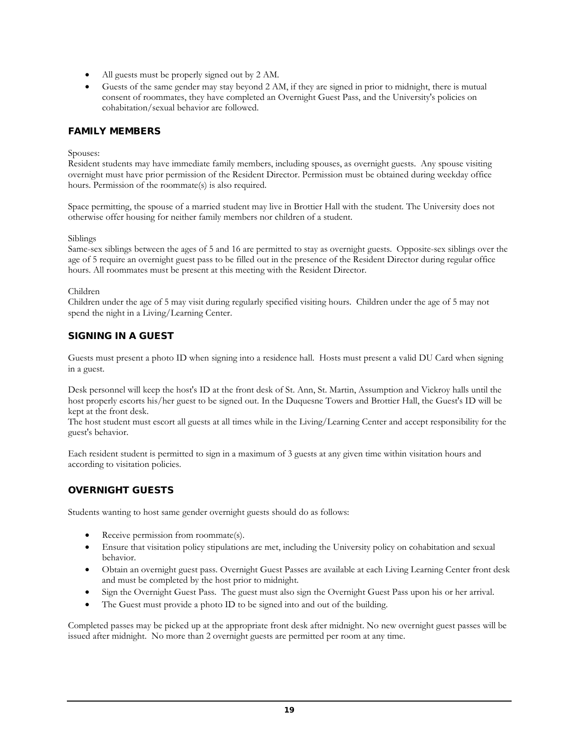- All guests must be properly signed out by 2 AM.
- Guests of the same gender may stay beyond 2 AM, if they are signed in prior to midnight, there is mutual consent of roommates, they have completed an Overnight Guest Pass, and the University's policies on cohabitation/sexual behavior are followed.

## FAMILY MEMBERS

Spouses:
Resident students may have immediate family members, including spouses, as overnight guests. Any spouse visiting overnight must have prior permission of the Resident Director. Permission must be obtained during weekday office hours. Permission of the roommate(s) is also required.

Space permitting, the spouse of a married student may live in Brottier Hall with the student. The University does not otherwise offer housing for neither family members nor children of a student.

Siblings
Same-sex siblings between the ages of 5 and 16 are permitted to stay as overnight guests. Opposite-sex siblings over the age of 5 require an overnight guest pass to be filled out in the presence of the Resident Director during regular office hours. All roommates must be present at this meeting with the Resident Director.

Children
Children under the age of 5 may visit during regularly specified visiting hours. Children under the age of 5 may not spend the night in a Living/Learning Center.

## SIGNING IN A GUEST

Guests must present a photo ID when signing into a residence hall. Hosts must present a valid DU Card when signing in a guest.

Desk personnel will keep the host's ID at the front desk of St. Ann, St. Martin, Assumption and Vickroy halls until the host properly escorts his/her guest to be signed out. In the Duquesne Towers and Brottier Hall, the Guest's ID will be kept at the front desk.
The host student must escort all guests at all times while in the Living/Learning Center and accept responsibility for the guest's behavior.

Each resident student is permitted to sign in a maximum of 3 guests at any given time within visitation hours and according to visitation policies.

## OVERNIGHT GUESTS

Students wanting to host same gender overnight guests should do as follows:

- Receive permission from roommate(s).
- Ensure that visitation policy stipulations are met, including the University policy on cohabitation and sexual behavior.
- Obtain an overnight guest pass. Overnight Guest Passes are available at each Living Learning Center front desk and must be completed by the host prior to midnight.
- Sign the Overnight Guest Pass. The guest must also sign the Overnight Guest Pass upon his or her arrival.
- The Guest must provide a photo ID to be signed into and out of the building.

Completed passes may be picked up at the appropriate front desk after midnight. No new overnight guest passes will be issued after midnight. No more than 2 overnight guests are permitted per room at any time.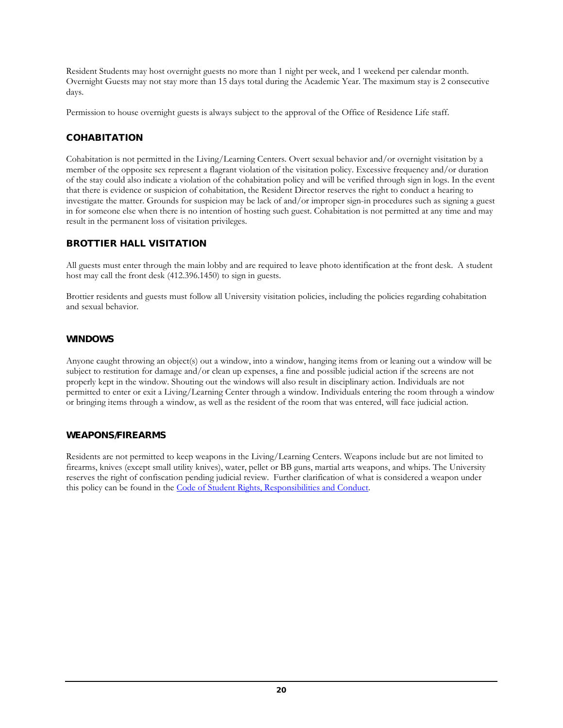Resident Students may host overnight guests no more than 1 night per week, and 1 weekend per calendar month. Overnight Guests may not stay more than 15 days total during the Academic Year. The maximum stay is 2 consecutive days.

Permission to house overnight guests is always subject to the approval of the Office of Residence Life staff.

## COHABITATION

Cohabitation is not permitted in the Living/Learning Centers. Overt sexual behavior and/or overnight visitation by a member of the opposite sex represent a flagrant violation of the visitation policy. Excessive frequency and/or duration of the stay could also indicate a violation of the cohabitation policy and will be verified through sign in logs. In the event that there is evidence or suspicion of cohabitation, the Resident Director reserves the right to conduct a hearing to investigate the matter. Grounds for suspicion may be lack of and/or improper sign-in procedures such as signing a guest in for someone else when there is no intention of hosting such guest. Cohabitation is not permitted at any time and may result in the permanent loss of visitation privileges.

## BROTTIER HALL VISITATION

All guests must enter through the main lobby and are required to leave photo identification at the front desk. A student host may call the front desk (412.396.1450) to sign in guests.

Brottier residents and guests must follow all University visitation policies, including the policies regarding cohabitation and sexual behavior.

## WINDOWS

Anyone caught throwing an object(s) out a window, into a window, hanging items from or leaning out a window will be subject to restitution for damage and/or clean up expenses, a fine and possible judicial action if the screens are not properly kept in the window. Shouting out the windows will also result in disciplinary action. Individuals are not permitted to enter or exit a Living/Learning Center through a window. Individuals entering the room through a window or bringing items through a window, as well as the resident of the room that was entered, will face judicial action.

## WEAPONS/FIREARMS

Residents are not permitted to keep weapons in the Living/Learning Centers. Weapons include but are not limited to firearms, knives (except small utility knives), water, pellet or BB guns, martial arts weapons, and whips. The University reserves the right of confiscation pending judicial review. Further clarification of what is considered a weapon under this policy can be found in the Code of Student Rights, Responsibilities and Conduct.